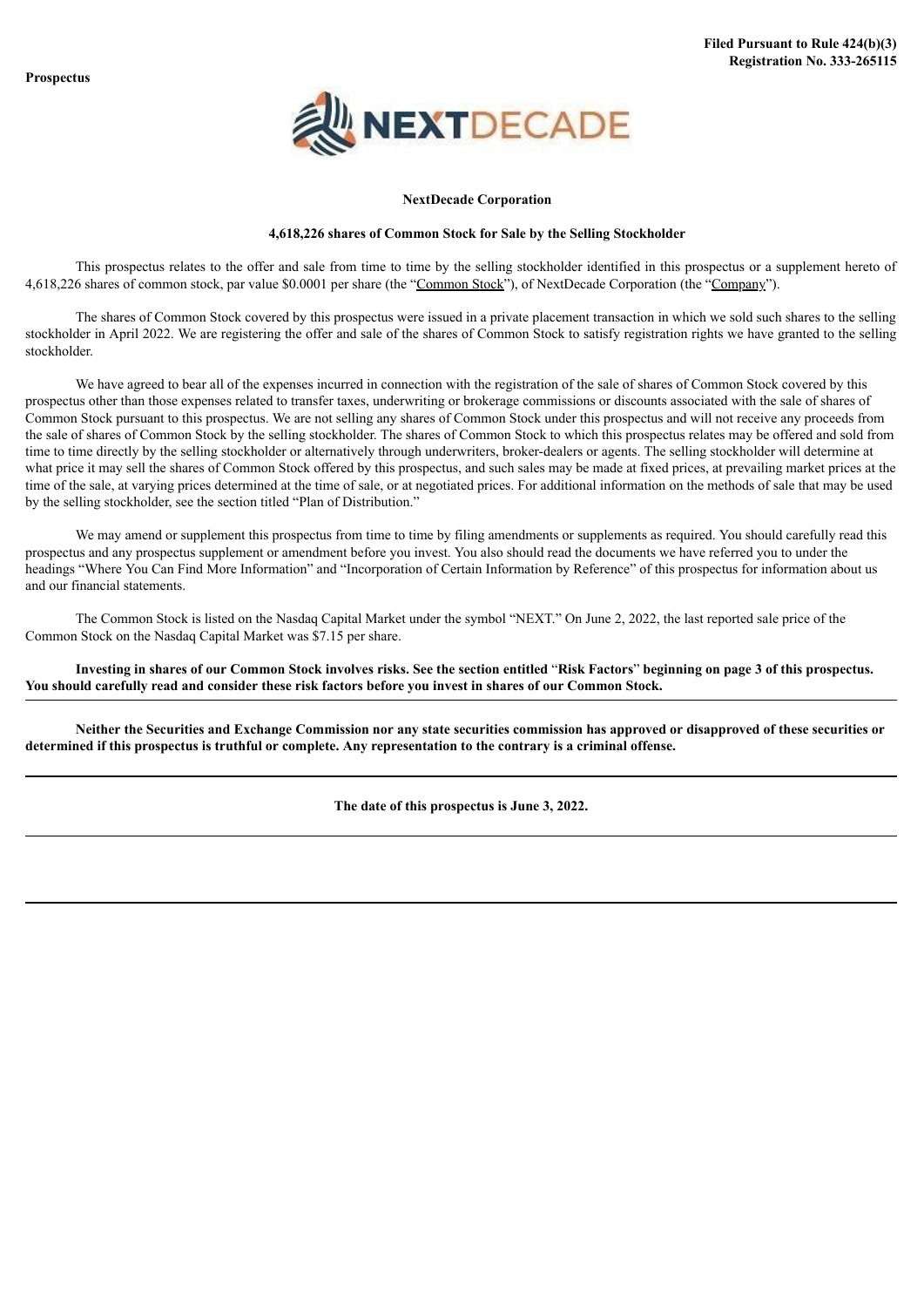**Prospectus**

**Filed Pursuant to Rule 424(b)(3)**
**Registration No. 333-265115**

**NextDecade Corporation**

**4,618,226 shares of Common Stock for Sale by the Selling Stockholder**

This prospectus relates to the offer and sale from time to time by the selling stockholder identified in this prospectus or a supplement hereto of 4,618,226 shares of common stock, par value $0.0001 per share (the "Common Stock"), of NextDecade Corporation (the "Company").

The shares of Common Stock covered by this prospectus were issued in a private placement transaction in which we sold such shares to the selling stockholder in April 2022. We are registering the offer and sale of the shares of Common Stock to satisfy registration rights we have granted to the selling stockholder.

We have agreed to bear all of the expenses incurred in connection with the registration of the sale of shares of Common Stock covered by this prospectus other than those expenses related to transfer taxes, underwriting or brokerage commissions or discounts associated with the sale of shares of Common Stock pursuant to this prospectus. We are not selling any shares of Common Stock under this prospectus and will not receive any proceeds from the sale of shares of Common Stock by the selling stockholder. The shares of Common Stock to which this prospectus relates may be offered and sold from time to time directly by the selling stockholder or alternatively through underwriters, broker-dealers or agents. The selling stockholder will determine at what price it may sell the shares of Common Stock offered by this prospectus, and such sales may be made at fixed prices, at prevailing market prices at the time of the sale, at varying prices determined at the time of sale, or at negotiated prices. For additional information on the methods of sale that may be used by the selling stockholder, see the section titled "Plan of Distribution."

We may amend or supplement this prospectus from time to time by filing amendments or supplements as required. You should carefully read this prospectus and any prospectus supplement or amendment before you invest. You also should read the documents we have referred you to under the headings "Where You Can Find More Information" and "Incorporation of Certain Information by Reference" of this prospectus for information about us and our financial statements.

The Common Stock is listed on the Nasdaq Capital Market under the symbol "NEXT." On June 2, 2022, the last reported sale price of the Common Stock on the Nasdaq Capital Market was $7.15 per share.

**Investing in shares of our Common Stock involves risks. See the section entitled "Risk Factors" beginning on page 3 of this prospectus. You should carefully read and consider these risk factors before you invest in shares of our Common Stock.**

**Neither the Securities and Exchange Commission nor any state securities commission has approved or disapproved of these securities or determined if this prospectus is truthful or complete. Any representation to the contrary is a criminal offense.**

**The date of this prospectus is June 3, 2022.**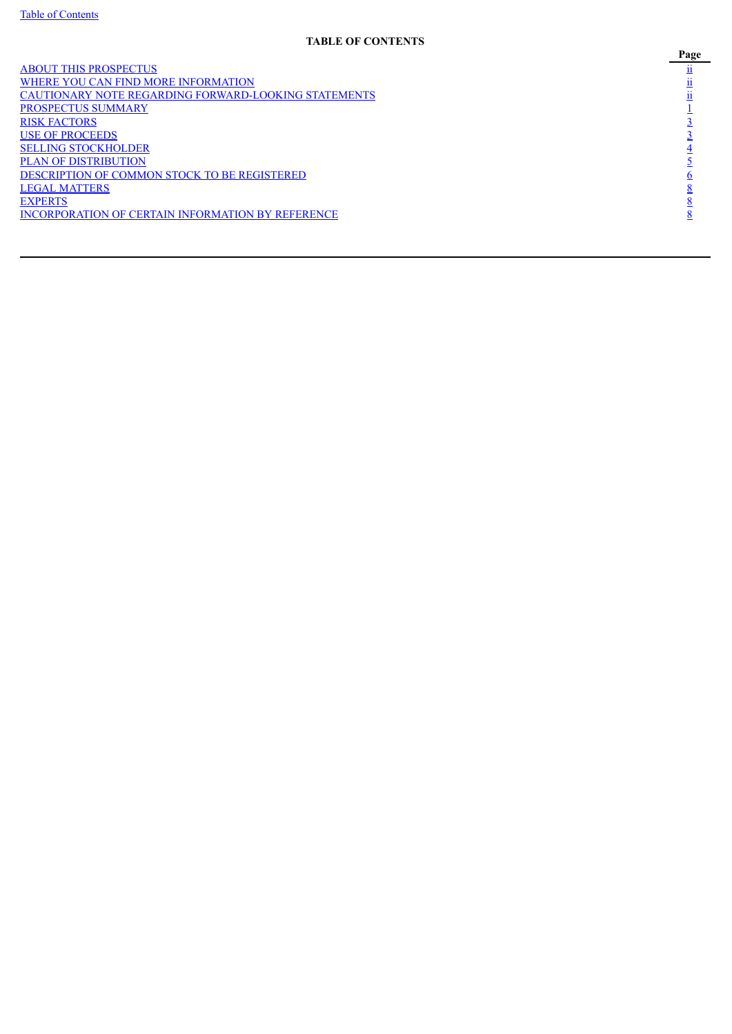**TABLE OF CONTENTS**

| | Page |
|---|---|
| ABOUT THIS PROSPECTUS | ii |
| WHERE YOU CAN FIND MORE INFORMATION | ii |
| CAUTIONARY NOTE REGARDING FORWARD-LOOKING STATEMENTS | ii |
| PROSPECTUS SUMMARY | 1 |
| RISK FACTORS | 3 |
| USE OF PROCEEDS | 3 |
| SELLING STOCKHOLDER | 4 |
| PLAN OF DISTRIBUTION | 5 |
| DESCRIPTION OF COMMON STOCK TO BE REGISTERED | 6 |
| LEGAL MATTERS | 8 |
| EXPERTS | 8 |
| INCORPORATION OF CERTAIN INFORMATION BY REFERENCE | 8 |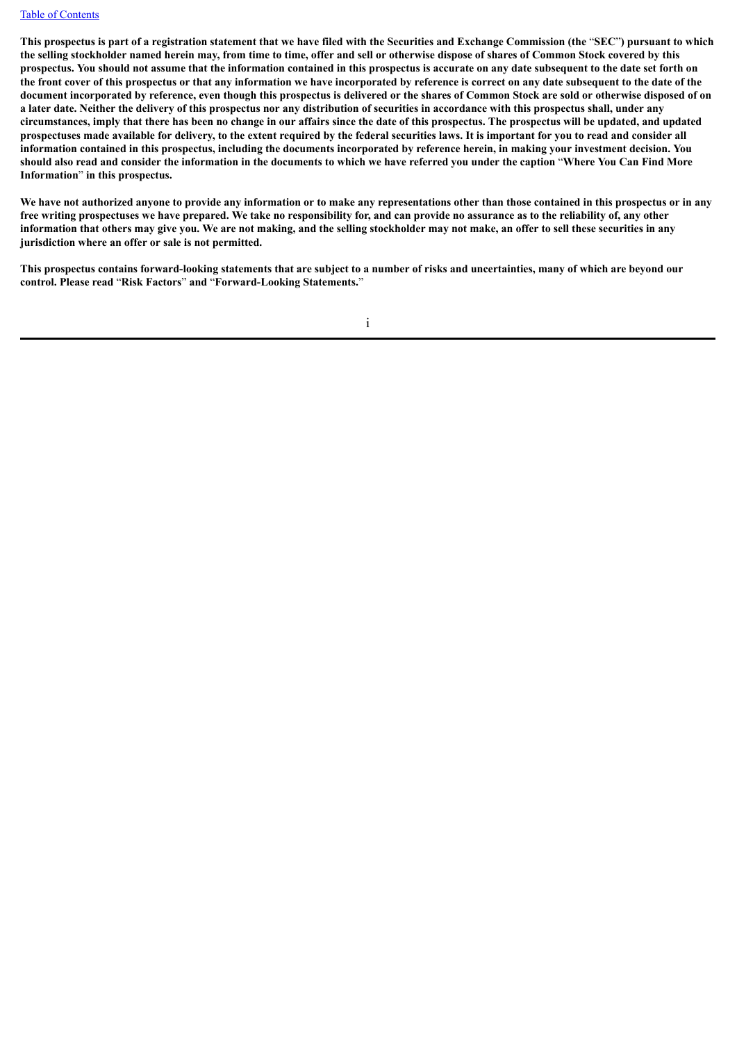**This prospectus is part of a registration statement that we have filed with the Securities and Exchange Commission (the "SEC") pursuant to which the selling stockholder named herein may, from time to time, offer and sell or otherwise dispose of shares of Common Stock covered by this prospectus. You should not assume that the information contained in this prospectus is accurate on any date subsequent to the date set forth on the front cover of this prospectus or that any information we have incorporated by reference is correct on any date subsequent to the date of the document incorporated by reference, even though this prospectus is delivered or the shares of Common Stock are sold or otherwise disposed of on a later date. Neither the delivery of this prospectus nor any distribution of securities in accordance with this prospectus shall, under any circumstances, imply that there has been no change in our affairs since the date of this prospectus. The prospectus will be updated, and updated prospectuses made available for delivery, to the extent required by the federal securities laws. It is important for you to read and consider all information contained in this prospectus, including the documents incorporated by reference herein, in making your investment decision. You should also read and consider the information in the documents to which we have referred you under the caption "Where You Can Find More Information" in this prospectus.**

**We have not authorized anyone to provide any information or to make any representations other than those contained in this prospectus or in any free writing prospectuses we have prepared. We take no responsibility for, and can provide no assurance as to the reliability of, any other information that others may give you. We are not making, and the selling stockholder may not make, an offer to sell these securities in any jurisdiction where an offer or sale is not permitted.**

**This prospectus contains forward-looking statements that are subject to a number of risks and uncertainties, many of which are beyond our control. Please read "Risk Factors" and "Forward-Looking Statements."**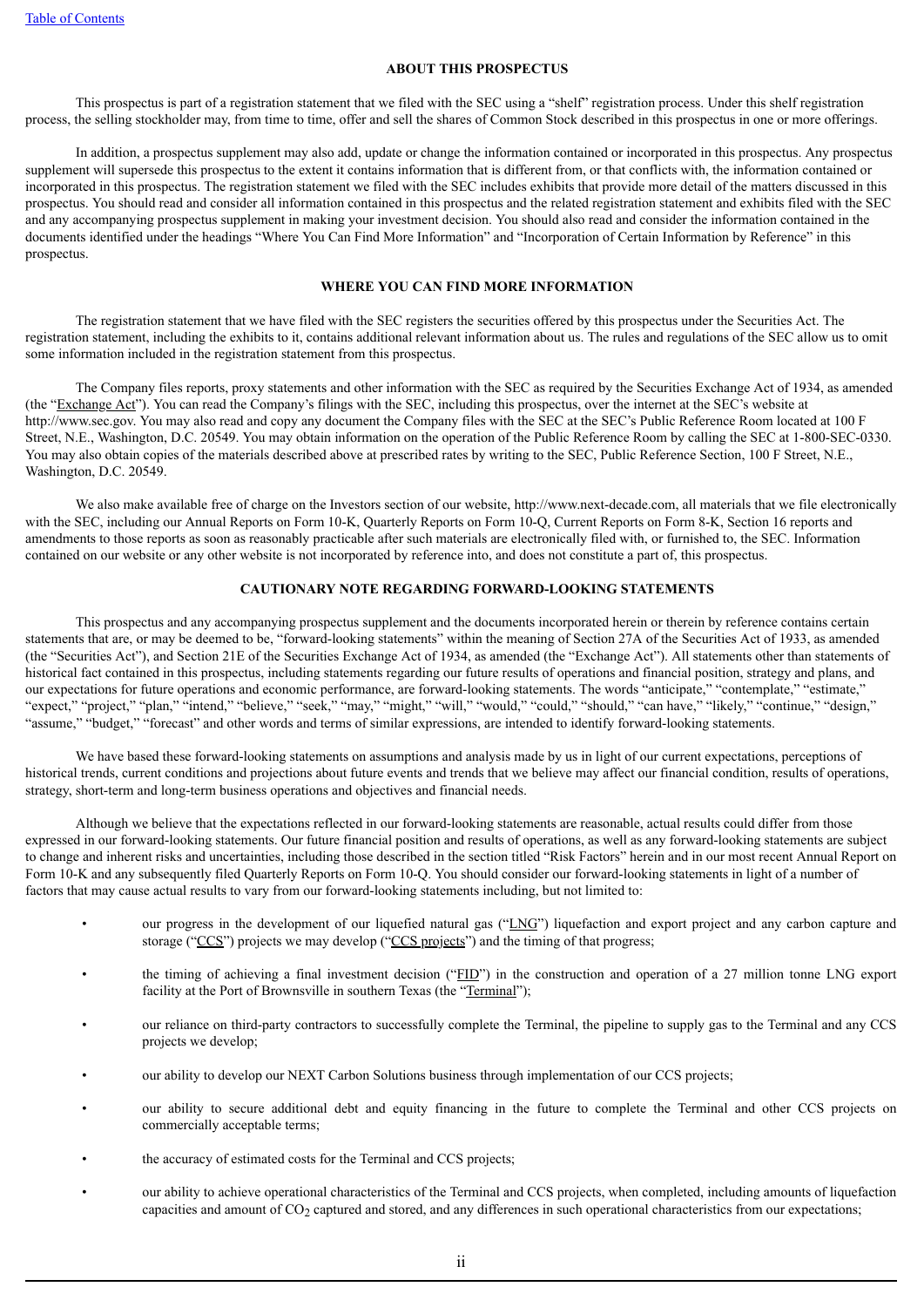## ABOUT THIS PROSPECTUS

This prospectus is part of a registration statement that we filed with the SEC using a "shelf" registration process. Under this shelf registration process, the selling stockholder may, from time to time, offer and sell the shares of Common Stock described in this prospectus in one or more offerings.

In addition, a prospectus supplement may also add, update or change the information contained or incorporated in this prospectus. Any prospectus supplement will supersede this prospectus to the extent it contains information that is different from, or that conflicts with, the information contained or incorporated in this prospectus. The registration statement we filed with the SEC includes exhibits that provide more detail of the matters discussed in this prospectus. You should read and consider all information contained in this prospectus and the related registration statement and exhibits filed with the SEC and any accompanying prospectus supplement in making your investment decision. You should also read and consider the information contained in the documents identified under the headings "Where You Can Find More Information" and "Incorporation of Certain Information by Reference" in this prospectus.

## WHERE YOU CAN FIND MORE INFORMATION

The registration statement that we have filed with the SEC registers the securities offered by this prospectus under the Securities Act. The registration statement, including the exhibits to it, contains additional relevant information about us. The rules and regulations of the SEC allow us to omit some information included in the registration statement from this prospectus.

The Company files reports, proxy statements and other information with the SEC as required by the Securities Exchange Act of 1934, as amended (the "Exchange Act"). You can read the Company's filings with the SEC, including this prospectus, over the internet at the SEC's website at http://www.sec.gov. You may also read and copy any document the Company files with the SEC at the SEC's Public Reference Room located at 100 F Street, N.E., Washington, D.C. 20549. You may obtain information on the operation of the Public Reference Room by calling the SEC at 1-800-SEC-0330. You may also obtain copies of the materials described above at prescribed rates by writing to the SEC, Public Reference Section, 100 F Street, N.E., Washington, D.C. 20549.

We also make available free of charge on the Investors section of our website, http://www.next-decade.com, all materials that we file electronically with the SEC, including our Annual Reports on Form 10-K, Quarterly Reports on Form 10-Q, Current Reports on Form 8-K, Section 16 reports and amendments to those reports as soon as reasonably practicable after such materials are electronically filed with, or furnished to, the SEC. Information contained on our website or any other website is not incorporated by reference into, and does not constitute a part of, this prospectus.

## CAUTIONARY NOTE REGARDING FORWARD-LOOKING STATEMENTS

This prospectus and any accompanying prospectus supplement and the documents incorporated herein or therein by reference contains certain statements that are, or may be deemed to be, "forward-looking statements" within the meaning of Section 27A of the Securities Act of 1933, as amended (the "Securities Act"), and Section 21E of the Securities Exchange Act of 1934, as amended (the "Exchange Act"). All statements other than statements of historical fact contained in this prospectus, including statements regarding our future results of operations and financial position, strategy and plans, and our expectations for future operations and economic performance, are forward-looking statements. The words "anticipate," "contemplate," "estimate," "expect," "project," "plan," "intend," "believe," "seek," "may," "might," "will," "would," "could," "should," "can have," "likely," "continue," "design," "assume," "budget," "forecast" and other words and terms of similar expressions, are intended to identify forward-looking statements.

We have based these forward-looking statements on assumptions and analysis made by us in light of our current expectations, perceptions of historical trends, current conditions and projections about future events and trends that we believe may affect our financial condition, results of operations, strategy, short-term and long-term business operations and objectives and financial needs.

Although we believe that the expectations reflected in our forward-looking statements are reasonable, actual results could differ from those expressed in our forward-looking statements. Our future financial position and results of operations, as well as any forward-looking statements are subject to change and inherent risks and uncertainties, including those described in the section titled "Risk Factors" herein and in our most recent Annual Report on Form 10-K and any subsequently filed Quarterly Reports on Form 10-Q. You should consider our forward-looking statements in light of a number of factors that may cause actual results to vary from our forward-looking statements including, but not limited to:

- our progress in the development of our liquefied natural gas ("LNG") liquefaction and export project and any carbon capture and storage ("CCS") projects we may develop ("CCS projects") and the timing of that progress;
- the timing of achieving a final investment decision ("FID") in the construction and operation of a 27 million tonne LNG export facility at the Port of Brownsville in southern Texas (the "Terminal");
- our reliance on third-party contractors to successfully complete the Terminal, the pipeline to supply gas to the Terminal and any CCS projects we develop;
- our ability to develop our NEXT Carbon Solutions business through implementation of our CCS projects;
- our ability to secure additional debt and equity financing in the future to complete the Terminal and other CCS projects on commercially acceptable terms;
- the accuracy of estimated costs for the Terminal and CCS projects;
- our ability to achieve operational characteristics of the Terminal and CCS projects, when completed, including amounts of liquefaction capacities and amount of $CO_2$ captured and stored, and any differences in such operational characteristics from our expectations;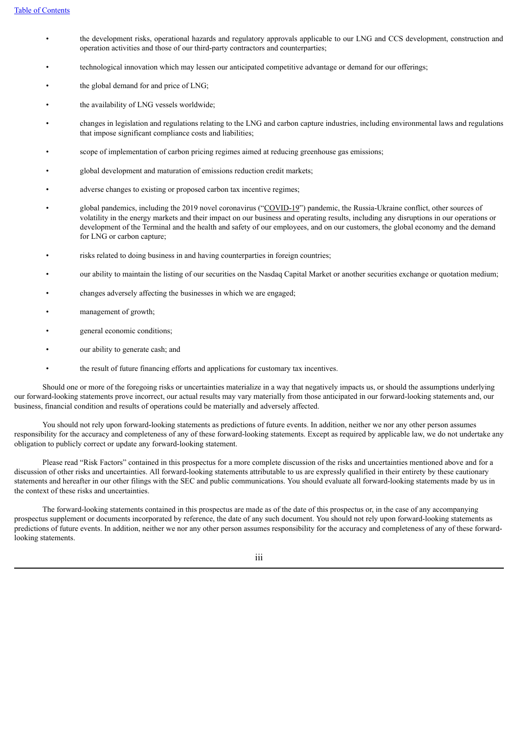- the development risks, operational hazards and regulatory approvals applicable to our LNG and CCS development, construction and operation activities and those of our third-party contractors and counterparties;
- technological innovation which may lessen our anticipated competitive advantage or demand for our offerings;
- the global demand for and price of LNG;
- the availability of LNG vessels worldwide;
- changes in legislation and regulations relating to the LNG and carbon capture industries, including environmental laws and regulations that impose significant compliance costs and liabilities;
- scope of implementation of carbon pricing regimes aimed at reducing greenhouse gas emissions;
- global development and maturation of emissions reduction credit markets;
- adverse changes to existing or proposed carbon tax incentive regimes;
- global pandemics, including the 2019 novel coronavirus ("COVID-19") pandemic, the Russia-Ukraine conflict, other sources of volatility in the energy markets and their impact on our business and operating results, including any disruptions in our operations or development of the Terminal and the health and safety of our employees, and on our customers, the global economy and the demand for LNG or carbon capture;
- risks related to doing business in and having counterparties in foreign countries;
- our ability to maintain the listing of our securities on the Nasdaq Capital Market or another securities exchange or quotation medium;
- changes adversely affecting the businesses in which we are engaged;
- management of growth;
- general economic conditions;
- our ability to generate cash; and
- the result of future financing efforts and applications for customary tax incentives.

Should one or more of the foregoing risks or uncertainties materialize in a way that negatively impacts us, or should the assumptions underlying our forward-looking statements prove incorrect, our actual results may vary materially from those anticipated in our forward-looking statements and, our business, financial condition and results of operations could be materially and adversely affected.

You should not rely upon forward-looking statements as predictions of future events. In addition, neither we nor any other person assumes responsibility for the accuracy and completeness of any of these forward-looking statements. Except as required by applicable law, we do not undertake any obligation to publicly correct or update any forward-looking statement.

Please read "Risk Factors" contained in this prospectus for a more complete discussion of the risks and uncertainties mentioned above and for a discussion of other risks and uncertainties. All forward-looking statements attributable to us are expressly qualified in their entirety by these cautionary statements and hereafter in our other filings with the SEC and public communications. You should evaluate all forward-looking statements made by us in the context of these risks and uncertainties.

The forward-looking statements contained in this prospectus are made as of the date of this prospectus or, in the case of any accompanying prospectus supplement or documents incorporated by reference, the date of any such document. You should not rely upon forward-looking statements as predictions of future events. In addition, neither we nor any other person assumes responsibility for the accuracy and completeness of any of these forward-looking statements.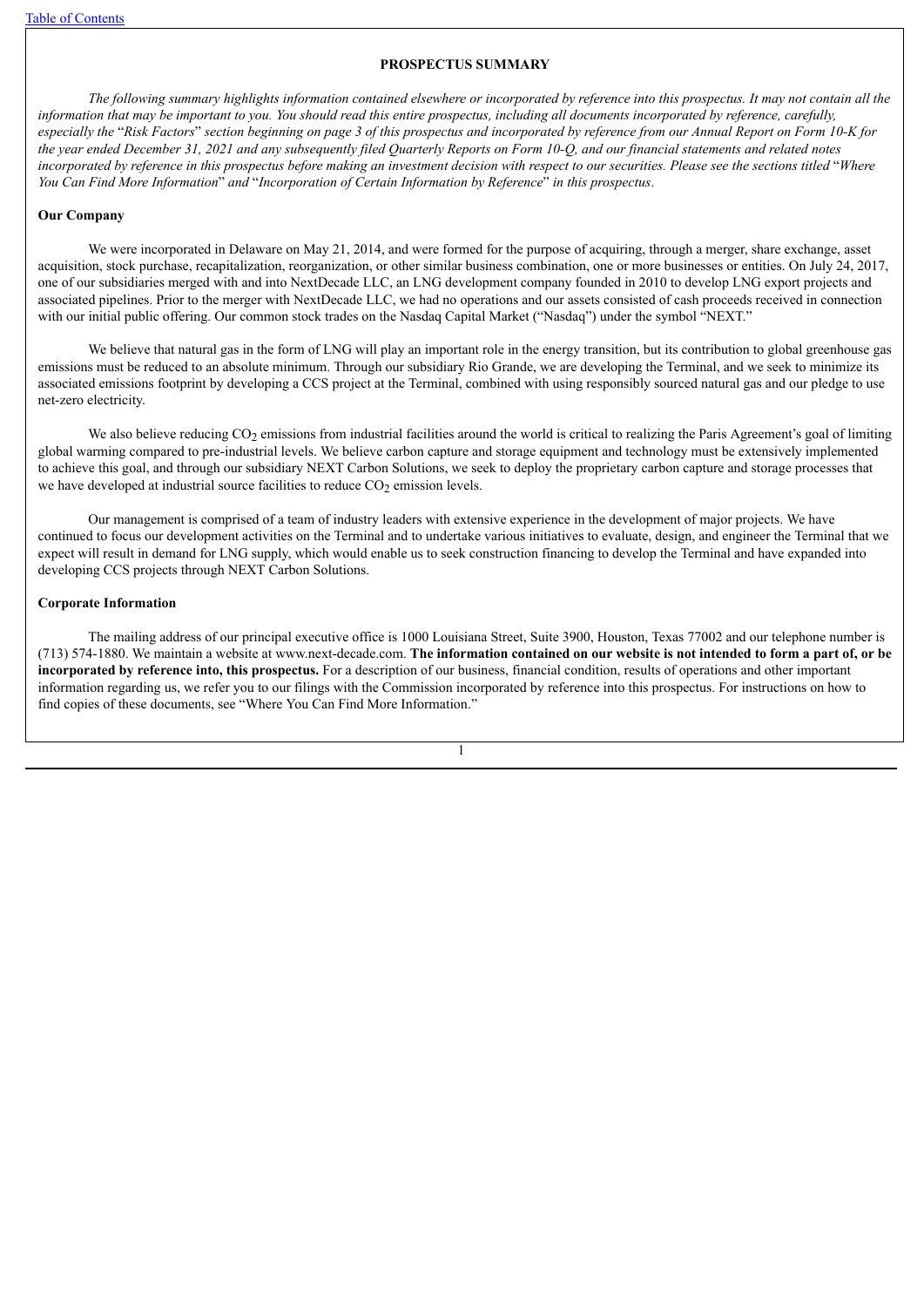## PROSPECTUS SUMMARY

*The following summary highlights information contained elsewhere or incorporated by reference into this prospectus. It may not contain all the information that may be important to you. You should read this entire prospectus, including all documents incorporated by reference, carefully, especially the* "*Risk Factors*" *section beginning on page 3 of this prospectus and incorporated by reference from our Annual Report on Form 10-K for the year ended December 31, 2021 and any subsequently filed Quarterly Reports on Form 10-Q, and our financial statements and related notes incorporated by reference in this prospectus before making an investment decision with respect to our securities. Please see the sections titled* "*Where You Can Find More Information*" *and* "*Incorporation of Certain Information by Reference*" *in this prospectus*.

### Our Company

We were incorporated in Delaware on May 21, 2014, and were formed for the purpose of acquiring, through a merger, share exchange, asset acquisition, stock purchase, recapitalization, reorganization, or other similar business combination, one or more businesses or entities. On July 24, 2017, one of our subsidiaries merged with and into NextDecade LLC, an LNG development company founded in 2010 to develop LNG export projects and associated pipelines. Prior to the merger with NextDecade LLC, we had no operations and our assets consisted of cash proceeds received in connection with our initial public offering. Our common stock trades on the Nasdaq Capital Market ("Nasdaq") under the symbol "NEXT."

We believe that natural gas in the form of LNG will play an important role in the energy transition, but its contribution to global greenhouse gas emissions must be reduced to an absolute minimum. Through our subsidiary Rio Grande, we are developing the Terminal, and we seek to minimize its associated emissions footprint by developing a CCS project at the Terminal, combined with using responsibly sourced natural gas and our pledge to use net-zero electricity.

We also believe reducing $CO_2$ emissions from industrial facilities around the world is critical to realizing the Paris Agreement's goal of limiting global warming compared to pre-industrial levels. We believe carbon capture and storage equipment and technology must be extensively implemented to achieve this goal, and through our subsidiary NEXT Carbon Solutions, we seek to deploy the proprietary carbon capture and storage processes that we have developed at industrial source facilities to reduce $CO_2$ emission levels.

Our management is comprised of a team of industry leaders with extensive experience in the development of major projects. We have continued to focus our development activities on the Terminal and to undertake various initiatives to evaluate, design, and engineer the Terminal that we expect will result in demand for LNG supply, which would enable us to seek construction financing to develop the Terminal and have expanded into developing CCS projects through NEXT Carbon Solutions.

### Corporate Information

The mailing address of our principal executive office is 1000 Louisiana Street, Suite 3900, Houston, Texas 77002 and our telephone number is (713) 574-1880. We maintain a website at www.next-decade.com. **The information contained on our website is not intended to form a part of, or be incorporated by reference into, this prospectus.** For a description of our business, financial condition, results of operations and other important information regarding us, we refer you to our filings with the Commission incorporated by reference into this prospectus. For instructions on how to find copies of these documents, see "Where You Can Find More Information."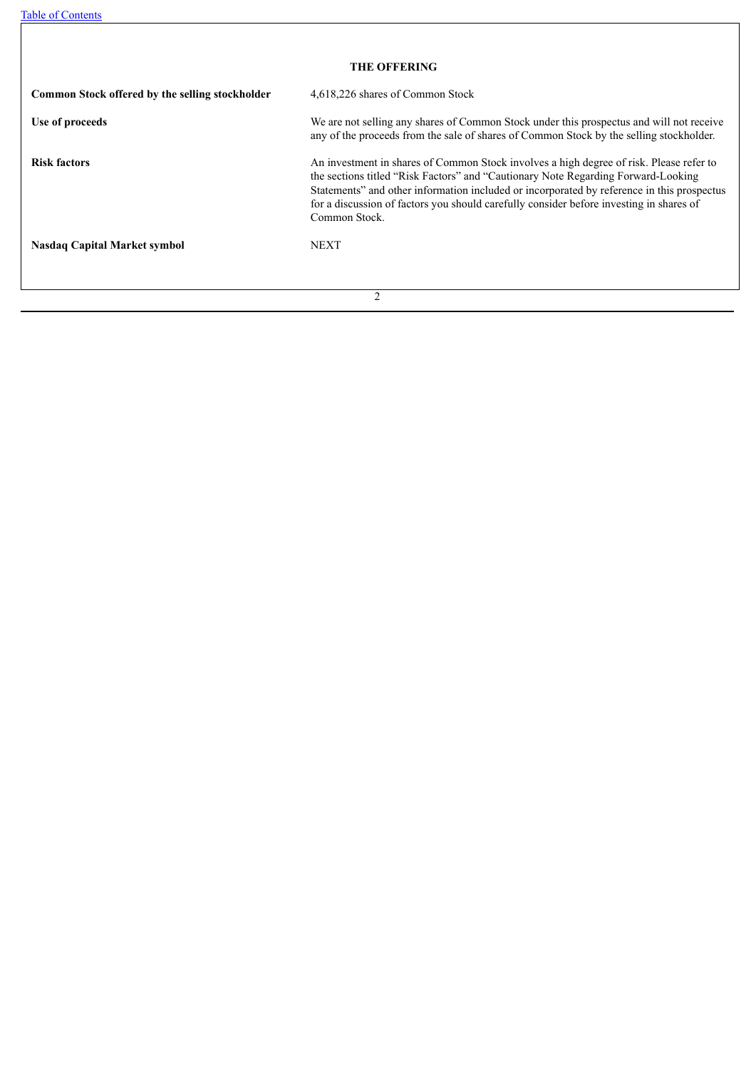## THE OFFERING

| | |
|---|---|
| **Common Stock offered by the selling stockholder** | 4,618,226 shares of Common Stock |
| **Use of proceeds** | We are not selling any shares of Common Stock under this prospectus and will not receive any of the proceeds from the sale of shares of Common Stock by the selling stockholder. |
| **Risk factors** | An investment in shares of Common Stock involves a high degree of risk. Please refer to the sections titled “Risk Factors” and “Cautionary Note Regarding Forward-Looking Statements” and other information included or incorporated by reference in this prospectus for a discussion of factors you should carefully consider before investing in shares of Common Stock. |
| **Nasdaq Capital Market symbol** | NEXT |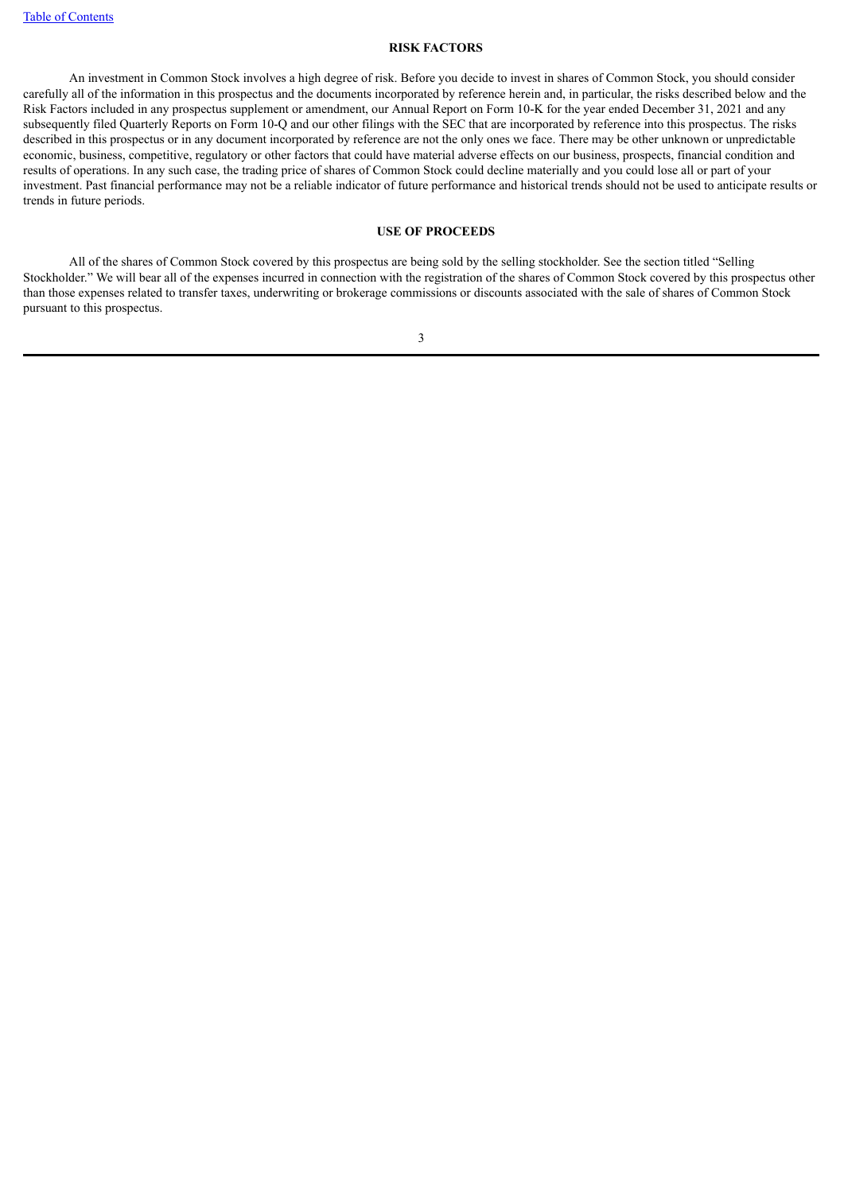## RISK FACTORS

An investment in Common Stock involves a high degree of risk. Before you decide to invest in shares of Common Stock, you should consider carefully all of the information in this prospectus and the documents incorporated by reference herein and, in particular, the risks described below and the Risk Factors included in any prospectus supplement or amendment, our Annual Report on Form 10-K for the year ended December 31, 2021 and any subsequently filed Quarterly Reports on Form 10-Q and our other filings with the SEC that are incorporated by reference into this prospectus. The risks described in this prospectus or in any document incorporated by reference are not the only ones we face. There may be other unknown or unpredictable economic, business, competitive, regulatory or other factors that could have material adverse effects on our business, prospects, financial condition and results of operations. In any such case, the trading price of shares of Common Stock could decline materially and you could lose all or part of your investment. Past financial performance may not be a reliable indicator of future performance and historical trends should not be used to anticipate results or trends in future periods.

## USE OF PROCEEDS

All of the shares of Common Stock covered by this prospectus are being sold by the selling stockholder. See the section titled "Selling Stockholder." We will bear all of the expenses incurred in connection with the registration of the shares of Common Stock covered by this prospectus other than those expenses related to transfer taxes, underwriting or brokerage commissions or discounts associated with the sale of shares of Common Stock pursuant to this prospectus.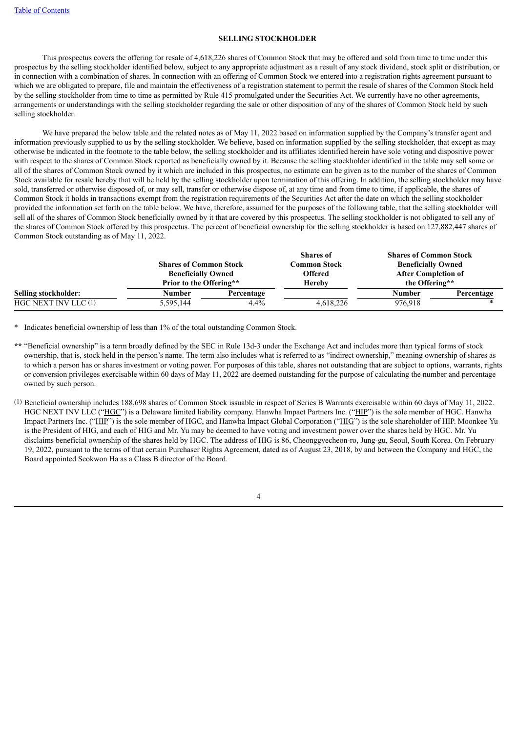## SELLING STOCKHOLDER

This prospectus covers the offering for resale of 4,618,226 shares of Common Stock that may be offered and sold from time to time under this prospectus by the selling stockholder identified below, subject to any appropriate adjustment as a result of any stock dividend, stock split or distribution, or in connection with a combination of shares. In connection with an offering of Common Stock we entered into a registration rights agreement pursuant to which we are obligated to prepare, file and maintain the effectiveness of a registration statement to permit the resale of shares of the Common Stock held by the selling stockholder from time to time as permitted by Rule 415 promulgated under the Securities Act. We currently have no other agreements, arrangements or understandings with the selling stockholder regarding the sale or other disposition of any of the shares of Common Stock held by such selling stockholder.

We have prepared the below table and the related notes as of May 11, 2022 based on information supplied by the Company's transfer agent and information previously supplied to us by the selling stockholder. We believe, based on information supplied by the selling stockholder, that except as may otherwise be indicated in the footnote to the table below, the selling stockholder and its affiliates identified herein have sole voting and dispositive power with respect to the shares of Common Stock reported as beneficially owned by it. Because the selling stockholder identified in the table may sell some or all of the shares of Common Stock owned by it which are included in this prospectus, no estimate can be given as to the number of the shares of Common Stock available for resale hereby that will be held by the selling stockholder upon termination of this offering. In addition, the selling stockholder may have sold, transferred or otherwise disposed of, or may sell, transfer or otherwise dispose of, at any time and from time to time, if applicable, the shares of Common Stock it holds in transactions exempt from the registration requirements of the Securities Act after the date on which the selling stockholder provided the information set forth on the table below. We have, therefore, assumed for the purposes of the following table, that the selling stockholder will sell all of the shares of Common Stock beneficially owned by it that are covered by this prospectus. The selling stockholder is not obligated to sell any of the shares of Common Stock offered by this prospectus. The percent of beneficial ownership for the selling stockholder is based on 127,882,447 shares of Common Stock outstanding as of May 11, 2022.

| | Shares of Common Stock Beneficially Owned Prior to the Offering** | | Shares of Common Stock Offered Hereby | Shares of Common Stock Beneficially Owned After Completion of the Offering** | |
|---|---|---|---|---|---|
| **Selling stockholder:** | **Number** | **Percentage** | | **Number** | **Percentage** |
| HGC NEXT INV LLC (1) | 5,595,144 | 4.4% | 4,618,226 | 976,918 | * |

\* Indicates beneficial ownership of less than 1% of the total outstanding Common Stock.

** "Beneficial ownership" is a term broadly defined by the SEC in Rule 13d-3 under the Exchange Act and includes more than typical forms of stock ownership, that is, stock held in the person's name. The term also includes what is referred to as "indirect ownership," meaning ownership of shares as to which a person has or shares investment or voting power. For purposes of this table, shares not outstanding that are subject to options, warrants, rights or conversion privileges exercisable within 60 days of May 11, 2022 are deemed outstanding for the purpose of calculating the number and percentage owned by such person.

(1) Beneficial ownership includes 188,698 shares of Common Stock issuable in respect of Series B Warrants exercisable within 60 days of May 11, 2022. HGC NEXT INV LLC ("HGC") is a Delaware limited liability company. Hanwha Impact Partners Inc. ("HIP") is the sole member of HGC. Hanwha Impact Partners Inc. ("HIP") is the sole member of HGC, and Hanwha Impact Global Corporation ("HIG") is the sole shareholder of HIP. Moonkee Yu is the President of HIG, and each of HIG and Mr. Yu may be deemed to have voting and investment power over the shares held by HGC. Mr. Yu disclaims beneficial ownership of the shares held by HGC. The address of HIG is 86, Cheonggyecheon-ro, Jung-gu, Seoul, South Korea. On February 19, 2022, pursuant to the terms of that certain Purchaser Rights Agreement, dated as of August 23, 2018, by and between the Company and HGC, the Board appointed Seokwon Ha as a Class B director of the Board.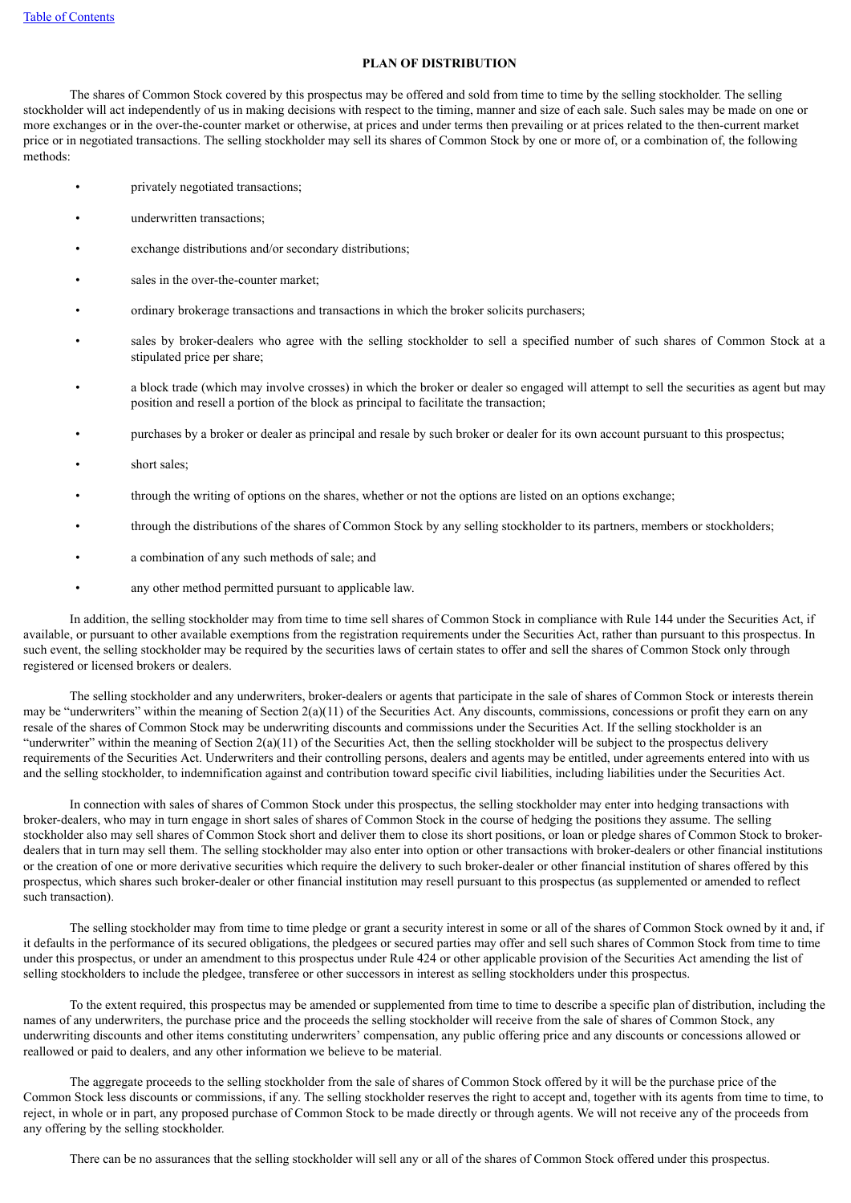## PLAN OF DISTRIBUTION

The shares of Common Stock covered by this prospectus may be offered and sold from time to time by the selling stockholder. The selling stockholder will act independently of us in making decisions with respect to the timing, manner and size of each sale. Such sales may be made on one or more exchanges or in the over-the-counter market or otherwise, at prices and under terms then prevailing or at prices related to the then-current market price or in negotiated transactions. The selling stockholder may sell its shares of Common Stock by one or more of, or a combination of, the following methods:

- privately negotiated transactions;
- underwritten transactions;
- exchange distributions and/or secondary distributions;
- sales in the over-the-counter market;
- ordinary brokerage transactions and transactions in which the broker solicits purchasers;
- sales by broker-dealers who agree with the selling stockholder to sell a specified number of such shares of Common Stock at a stipulated price per share;
- a block trade (which may involve crosses) in which the broker or dealer so engaged will attempt to sell the securities as agent but may position and resell a portion of the block as principal to facilitate the transaction;
- purchases by a broker or dealer as principal and resale by such broker or dealer for its own account pursuant to this prospectus;
- short sales;
- through the writing of options on the shares, whether or not the options are listed on an options exchange;
- through the distributions of the shares of Common Stock by any selling stockholder to its partners, members or stockholders;
- a combination of any such methods of sale; and
- any other method permitted pursuant to applicable law.

In addition, the selling stockholder may from time to time sell shares of Common Stock in compliance with Rule 144 under the Securities Act, if available, or pursuant to other available exemptions from the registration requirements under the Securities Act, rather than pursuant to this prospectus. In such event, the selling stockholder may be required by the securities laws of certain states to offer and sell the shares of Common Stock only through registered or licensed brokers or dealers.

The selling stockholder and any underwriters, broker-dealers or agents that participate in the sale of shares of Common Stock or interests therein may be "underwriters" within the meaning of Section 2(a)(11) of the Securities Act. Any discounts, commissions, concessions or profit they earn on any resale of the shares of Common Stock may be underwriting discounts and commissions under the Securities Act. If the selling stockholder is an "underwriter" within the meaning of Section 2(a)(11) of the Securities Act, then the selling stockholder will be subject to the prospectus delivery requirements of the Securities Act. Underwriters and their controlling persons, dealers and agents may be entitled, under agreements entered into with us and the selling stockholder, to indemnification against and contribution toward specific civil liabilities, including liabilities under the Securities Act.

In connection with sales of shares of Common Stock under this prospectus, the selling stockholder may enter into hedging transactions with broker-dealers, who may in turn engage in short sales of shares of Common Stock in the course of hedging the positions they assume. The selling stockholder also may sell shares of Common Stock short and deliver them to close its short positions, or loan or pledge shares of Common Stock to broker-dealers that in turn may sell them. The selling stockholder may also enter into option or other transactions with broker-dealers or other financial institutions or the creation of one or more derivative securities which require the delivery to such broker-dealer or other financial institution of shares offered by this prospectus, which shares such broker-dealer or other financial institution may resell pursuant to this prospectus (as supplemented or amended to reflect such transaction).

The selling stockholder may from time to time pledge or grant a security interest in some or all of the shares of Common Stock owned by it and, if it defaults in the performance of its secured obligations, the pledgees or secured parties may offer and sell such shares of Common Stock from time to time under this prospectus, or under an amendment to this prospectus under Rule 424 or other applicable provision of the Securities Act amending the list of selling stockholders to include the pledgee, transferee or other successors in interest as selling stockholders under this prospectus.

To the extent required, this prospectus may be amended or supplemented from time to time to describe a specific plan of distribution, including the names of any underwriters, the purchase price and the proceeds the selling stockholder will receive from the sale of shares of Common Stock, any underwriting discounts and other items constituting underwriters' compensation, any public offering price and any discounts or concessions allowed or reallowed or paid to dealers, and any other information we believe to be material.

The aggregate proceeds to the selling stockholder from the sale of shares of Common Stock offered by it will be the purchase price of the Common Stock less discounts or commissions, if any. The selling stockholder reserves the right to accept and, together with its agents from time to time, to reject, in whole or in part, any proposed purchase of Common Stock to be made directly or through agents. We will not receive any of the proceeds from any offering by the selling stockholder.

There can be no assurances that the selling stockholder will sell any or all of the shares of Common Stock offered under this prospectus.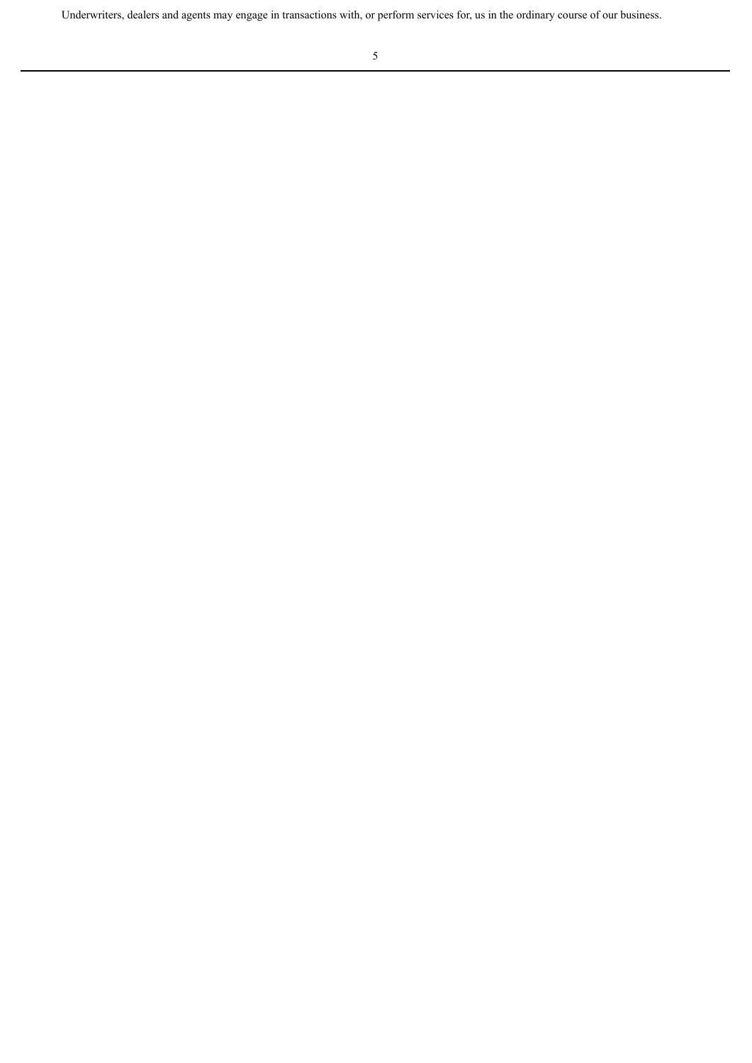Underwriters, dealers and agents may engage in transactions with, or perform services for, us in the ordinary course of our business.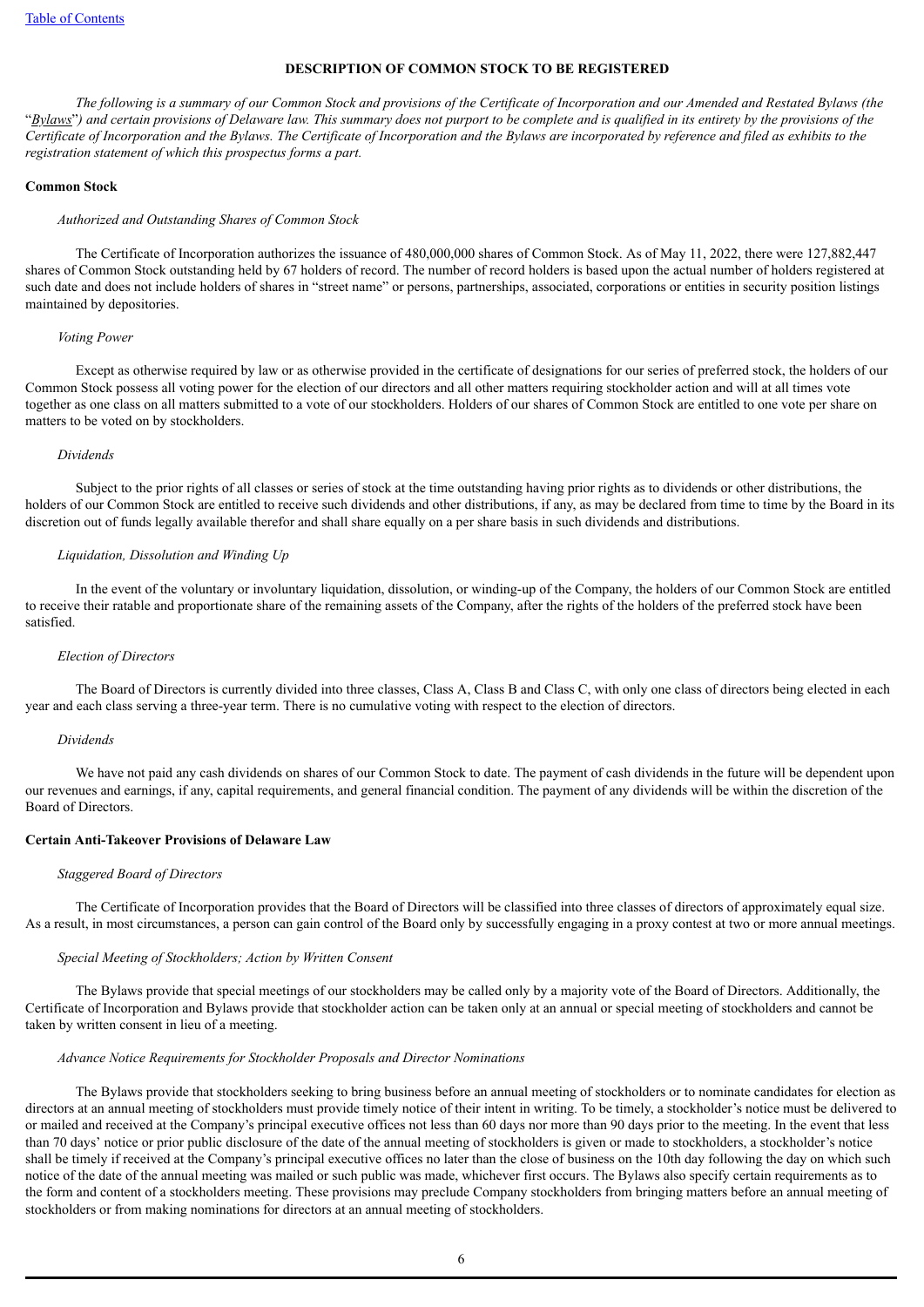## DESCRIPTION OF COMMON STOCK TO BE REGISTERED

*The following is a summary of our Common Stock and provisions of the Certificate of Incorporation and our Amended and Restated Bylaws (the "Bylaws") and certain provisions of Delaware law. This summary does not purport to be complete and is qualified in its entirety by the provisions of the Certificate of Incorporation and the Bylaws. The Certificate of Incorporation and the Bylaws are incorporated by reference and filed as exhibits to the registration statement of which this prospectus forms a part.*

### Common Stock

*Authorized and Outstanding Shares of Common Stock*

The Certificate of Incorporation authorizes the issuance of 480,000,000 shares of Common Stock. As of May 11, 2022, there were 127,882,447 shares of Common Stock outstanding held by 67 holders of record. The number of record holders is based upon the actual number of holders registered at such date and does not include holders of shares in "street name" or persons, partnerships, associated, corporations or entities in security position listings maintained by depositories.

*Voting Power*

Except as otherwise required by law or as otherwise provided in the certificate of designations for our series of preferred stock, the holders of our Common Stock possess all voting power for the election of our directors and all other matters requiring stockholder action and will at all times vote together as one class on all matters submitted to a vote of our stockholders. Holders of our shares of Common Stock are entitled to one vote per share on matters to be voted on by stockholders.

*Dividends*

Subject to the prior rights of all classes or series of stock at the time outstanding having prior rights as to dividends or other distributions, the holders of our Common Stock are entitled to receive such dividends and other distributions, if any, as may be declared from time to time by the Board in its discretion out of funds legally available therefor and shall share equally on a per share basis in such dividends and distributions.

*Liquidation, Dissolution and Winding Up*

In the event of the voluntary or involuntary liquidation, dissolution, or winding-up of the Company, the holders of our Common Stock are entitled to receive their ratable and proportionate share of the remaining assets of the Company, after the rights of the holders of the preferred stock have been satisfied.

*Election of Directors*

The Board of Directors is currently divided into three classes, Class A, Class B and Class C, with only one class of directors being elected in each year and each class serving a three-year term. There is no cumulative voting with respect to the election of directors.

*Dividends*

We have not paid any cash dividends on shares of our Common Stock to date. The payment of cash dividends in the future will be dependent upon our revenues and earnings, if any, capital requirements, and general financial condition. The payment of any dividends will be within the discretion of the Board of Directors.

### Certain Anti-Takeover Provisions of Delaware Law

*Staggered Board of Directors*

The Certificate of Incorporation provides that the Board of Directors will be classified into three classes of directors of approximately equal size. As a result, in most circumstances, a person can gain control of the Board only by successfully engaging in a proxy contest at two or more annual meetings.

*Special Meeting of Stockholders; Action by Written Consent*

The Bylaws provide that special meetings of our stockholders may be called only by a majority vote of the Board of Directors. Additionally, the Certificate of Incorporation and Bylaws provide that stockholder action can be taken only at an annual or special meeting of stockholders and cannot be taken by written consent in lieu of a meeting.

*Advance Notice Requirements for Stockholder Proposals and Director Nominations*

The Bylaws provide that stockholders seeking to bring business before an annual meeting of stockholders or to nominate candidates for election as directors at an annual meeting of stockholders must provide timely notice of their intent in writing. To be timely, a stockholder's notice must be delivered to or mailed and received at the Company's principal executive offices not less than 60 days nor more than 90 days prior to the meeting. In the event that less than 70 days' notice or prior public disclosure of the date of the annual meeting of stockholders is given or made to stockholders, a stockholder's notice shall be timely if received at the Company's principal executive offices no later than the close of business on the 10th day following the day on which such notice of the date of the annual meeting was mailed or such public was made, whichever first occurs. The Bylaws also specify certain requirements as to the form and content of a stockholders meeting. These provisions may preclude Company stockholders from bringing matters before an annual meeting of stockholders or from making nominations for directors at an annual meeting of stockholders.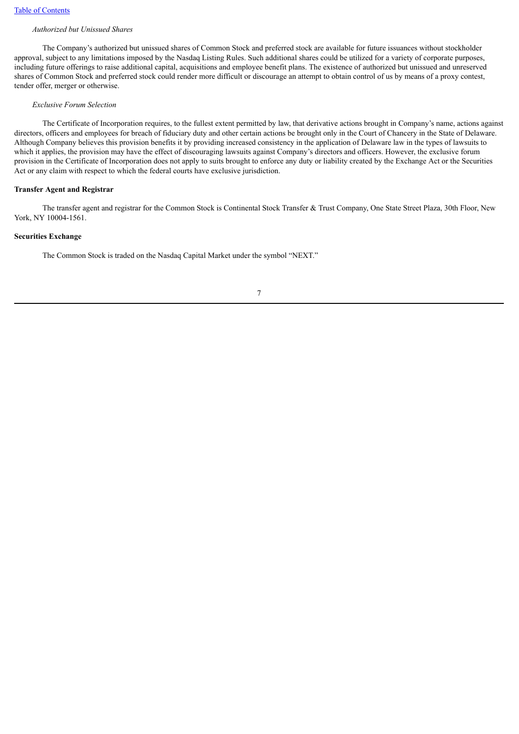*Authorized but Unissued Shares*

The Company's authorized but unissued shares of Common Stock and preferred stock are available for future issuances without stockholder approval, subject to any limitations imposed by the Nasdaq Listing Rules. Such additional shares could be utilized for a variety of corporate purposes, including future offerings to raise additional capital, acquisitions and employee benefit plans. The existence of authorized but unissued and unreserved shares of Common Stock and preferred stock could render more difficult or discourage an attempt to obtain control of us by means of a proxy contest, tender offer, merger or otherwise.

*Exclusive Forum Selection*

The Certificate of Incorporation requires, to the fullest extent permitted by law, that derivative actions brought in Company's name, actions against directors, officers and employees for breach of fiduciary duty and other certain actions be brought only in the Court of Chancery in the State of Delaware. Although Company believes this provision benefits it by providing increased consistency in the application of Delaware law in the types of lawsuits to which it applies, the provision may have the effect of discouraging lawsuits against Company's directors and officers. However, the exclusive forum provision in the Certificate of Incorporation does not apply to suits brought to enforce any duty or liability created by the Exchange Act or the Securities Act or any claim with respect to which the federal courts have exclusive jurisdiction.

**Transfer Agent and Registrar**

The transfer agent and registrar for the Common Stock is Continental Stock Transfer & Trust Company, One State Street Plaza, 30th Floor, New York, NY 10004-1561.

**Securities Exchange**

The Common Stock is traded on the Nasdaq Capital Market under the symbol "NEXT."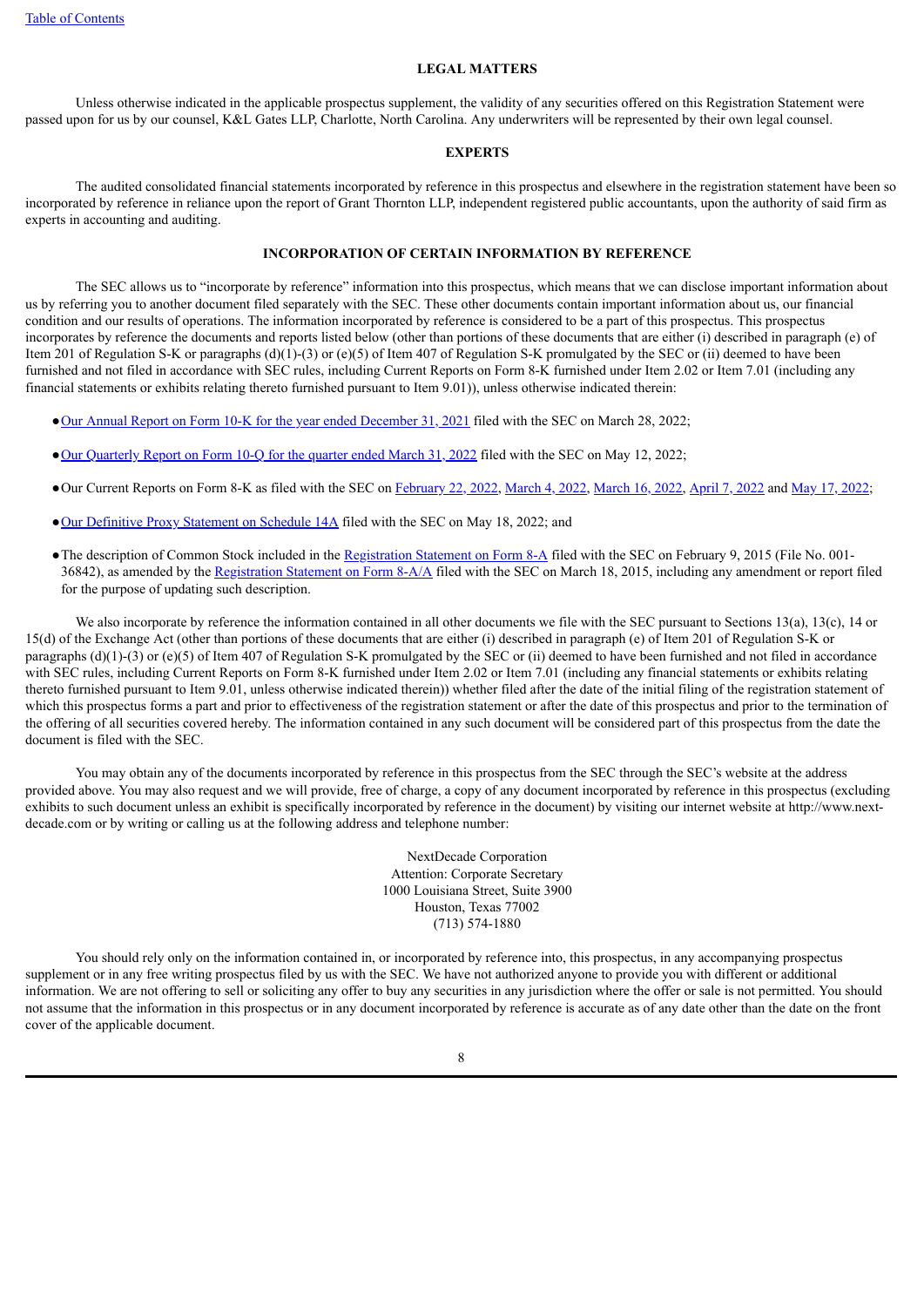## LEGAL MATTERS

Unless otherwise indicated in the applicable prospectus supplement, the validity of any securities offered on this Registration Statement were passed upon for us by our counsel, K&L Gates LLP, Charlotte, North Carolina. Any underwriters will be represented by their own legal counsel.

## EXPERTS

The audited consolidated financial statements incorporated by reference in this prospectus and elsewhere in the registration statement have been so incorporated by reference in reliance upon the report of Grant Thornton LLP, independent registered public accountants, upon the authority of said firm as experts in accounting and auditing.

## INCORPORATION OF CERTAIN INFORMATION BY REFERENCE

The SEC allows us to "incorporate by reference" information into this prospectus, which means that we can disclose important information about us by referring you to another document filed separately with the SEC. These other documents contain important information about us, our financial condition and our results of operations. The information incorporated by reference is considered to be a part of this prospectus. This prospectus incorporates by reference the documents and reports listed below (other than portions of these documents that are either (i) described in paragraph (e) of Item 201 of Regulation S-K or paragraphs (d)(1)-(3) or (e)(5) of Item 407 of Regulation S-K promulgated by the SEC or (ii) deemed to have been furnished and not filed in accordance with SEC rules, including Current Reports on Form 8-K furnished under Item 2.02 or Item 7.01 (including any financial statements or exhibits relating thereto furnished pursuant to Item 9.01)), unless otherwise indicated therein:

- Our Annual Report on Form 10-K for the year ended December 31, 2021 filed with the SEC on March 28, 2022;
- Our Quarterly Report on Form 10-Q for the quarter ended March 31, 2022 filed with the SEC on May 12, 2022;
- Our Current Reports on Form 8-K as filed with the SEC on February 22, 2022, March 4, 2022, March 16, 2022, April 7, 2022 and May 17, 2022;
- Our Definitive Proxy Statement on Schedule 14A filed with the SEC on May 18, 2022; and
- The description of Common Stock included in the Registration Statement on Form 8-A filed with the SEC on February 9, 2015 (File No. 001-36842), as amended by the Registration Statement on Form 8-A/A filed with the SEC on March 18, 2015, including any amendment or report filed for the purpose of updating such description.

We also incorporate by reference the information contained in all other documents we file with the SEC pursuant to Sections 13(a), 13(c), 14 or 15(d) of the Exchange Act (other than portions of these documents that are either (i) described in paragraph (e) of Item 201 of Regulation S-K or paragraphs (d)(1)-(3) or (e)(5) of Item 407 of Regulation S-K promulgated by the SEC or (ii) deemed to have been furnished and not filed in accordance with SEC rules, including Current Reports on Form 8-K furnished under Item 2.02 or Item 7.01 (including any financial statements or exhibits relating thereto furnished pursuant to Item 9.01, unless otherwise indicated therein)) whether filed after the date of the initial filing of the registration statement of which this prospectus forms a part and prior to effectiveness of the registration statement or after the date of this prospectus and prior to the termination of the offering of all securities covered hereby. The information contained in any such document will be considered part of this prospectus from the date the document is filed with the SEC.

You may obtain any of the documents incorporated by reference in this prospectus from the SEC through the SEC's website at the address provided above. You may also request and we will provide, free of charge, a copy of any document incorporated by reference in this prospectus (excluding exhibits to such document unless an exhibit is specifically incorporated by reference in the document) by visiting our internet website at http://www.next-decade.com or by writing or calling us at the following address and telephone number:

NextDecade Corporation
Attention: Corporate Secretary
1000 Louisiana Street, Suite 3900
Houston, Texas 77002
(713) 574-1880

You should rely only on the information contained in, or incorporated by reference into, this prospectus, in any accompanying prospectus supplement or in any free writing prospectus filed by us with the SEC. We have not authorized anyone to provide you with different or additional information. We are not offering to sell or soliciting any offer to buy any securities in any jurisdiction where the offer or sale is not permitted. You should not assume that the information in this prospectus or in any document incorporated by reference is accurate as of any date other than the date on the front cover of the applicable document.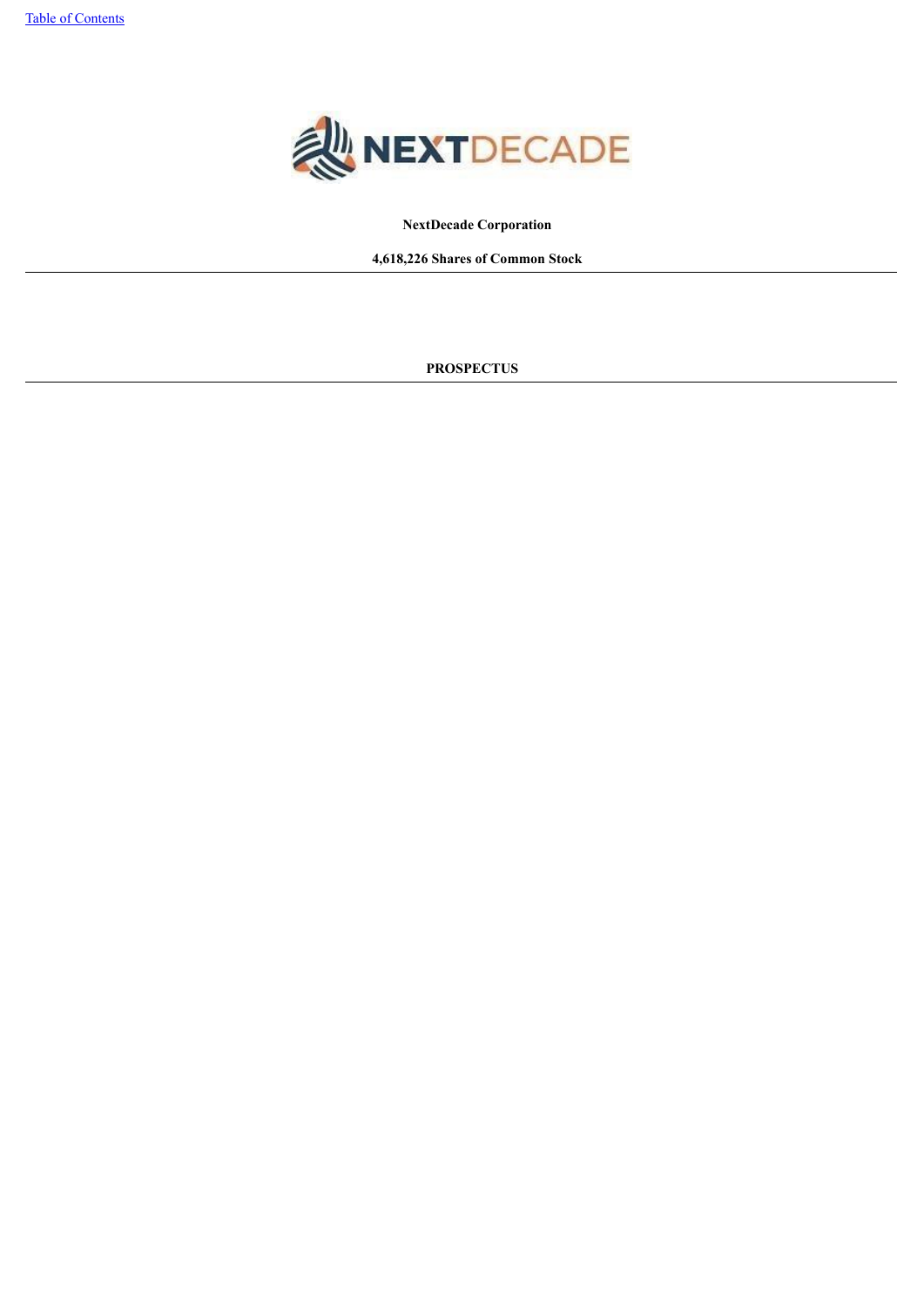NextDecade Corporation

4,618,226 Shares of Common Stock

---

PROSPECTUS

---